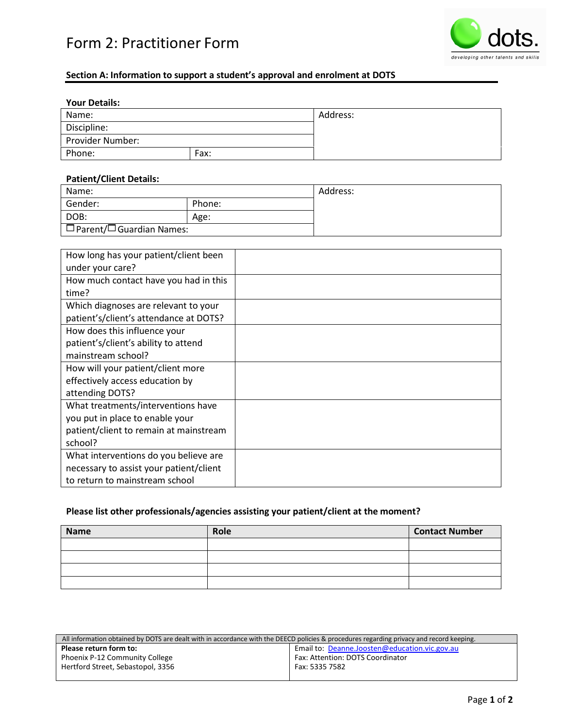# Form 2: Practitioner Form

dots.
*developing other talents and skills*

## Section A: Information to support a student's approval and enrolment at DOTS

**Your Details:**

| Name: | | Address: |
|---|---|---|
| Discipline: | | |
| Provider Number: | | |
| Phone: | Fax: | |

**Patient/Client Details:**

| Name: | | Address: |
|---|---|---|
| Gender: | Phone: | |
| DOB: | Age: | |
| ☐ Parent/☐ Guardian Names: | | |

| | |
|---|---|
| How long has your patient/client been under your care? | |
| How much contact have you had in this time? | |
| Which diagnoses are relevant to your patient's/client's attendance at DOTS? | |
| How does this influence your patient's/client's ability to attend mainstream school? | |
| How will your patient/client more effectively access education by attending DOTS? | |
| What treatments/interventions have you put in place to enable your patient/client to remain at mainstream school? | |
| What interventions do you believe are necessary to assist your patient/client to return to mainstream school | |

**Please list other professionals/agencies assisting your patient/client at the moment?**

| Name | Role | Contact Number |
|---|---|---|
| | | |
| | | |
| | | |
| | | |

All information obtained by DOTS are dealt with in accordance with the DEECD policies & procedures regarding privacy and record keeping.

| **Please return form to:** | Email to: Deanne.Joosten@education.vic.gov.au |
|---|---|
| Phoenix P-12 Community College | Fax: Attention: DOTS Coordinator |
| Hertford Street, Sebastopol, 3356 | Fax: 5335 7582 |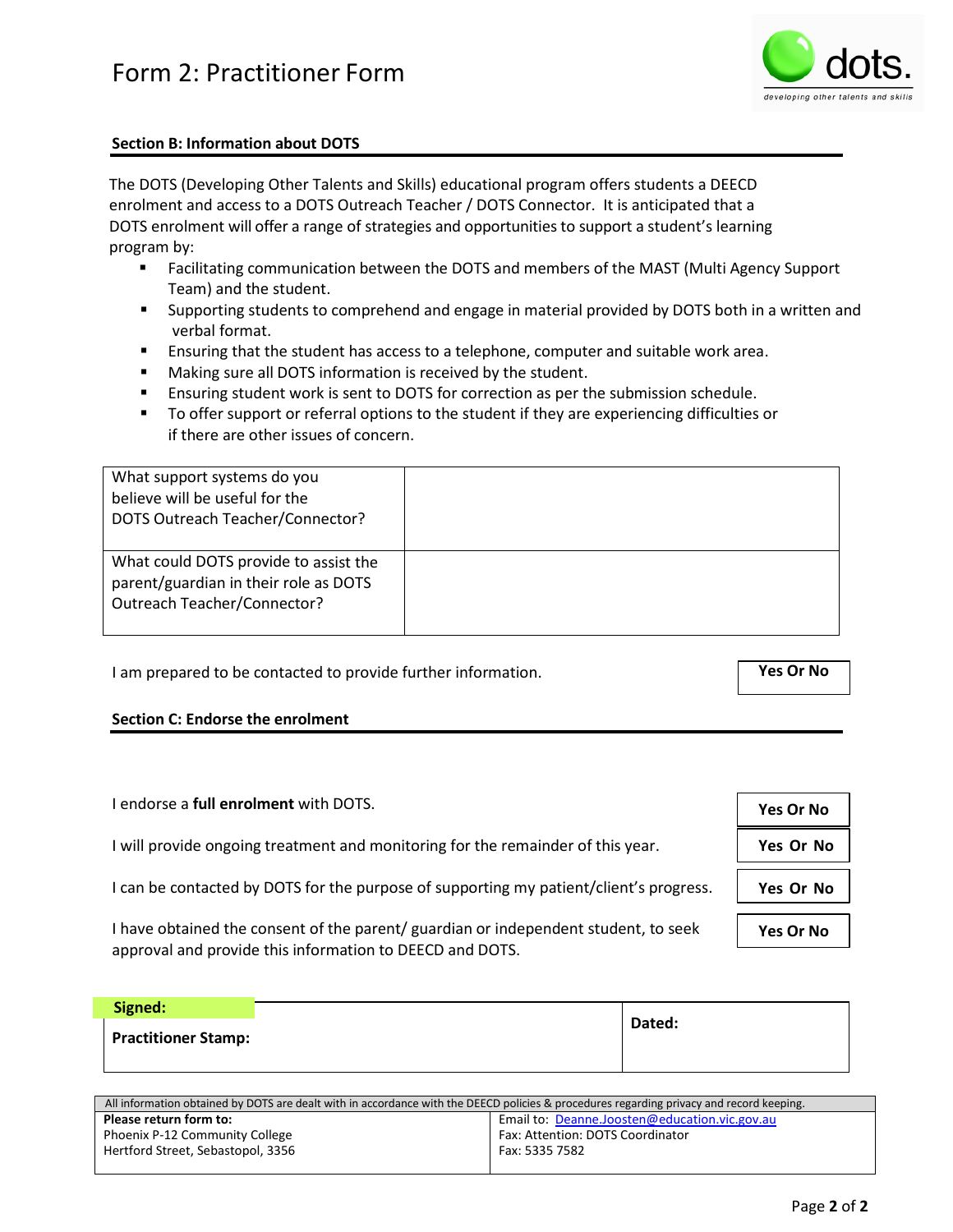# Form 2: Practitioner Form

dots.
developing other talents and skills

## Section B: Information about DOTS

The DOTS (Developing Other Talents and Skills) educational program offers students a DEECD enrolment and access to a DOTS Outreach Teacher / DOTS Connector. It is anticipated that a DOTS enrolment will offer a range of strategies and opportunities to support a student's learning program by:

- Facilitating communication between the DOTS and members of the MAST (Multi Agency Support Team) and the student.
- Supporting students to comprehend and engage in material provided by DOTS both in a written and verbal format.
- Ensuring that the student has access to a telephone, computer and suitable work area.
- Making sure all DOTS information is received by the student.
- Ensuring student work is sent to DOTS for correction as per the submission schedule.
- To offer support or referral options to the student if they are experiencing difficulties or if there are other issues of concern.

| | |
|---|---|
| What support systems do you believe will be useful for the DOTS Outreach Teacher/Connector? | |
| What could DOTS provide to assist the parent/guardian in their role as DOTS Outreach Teacher/Connector? | |

| | |
|---|---|
| I am prepared to be contacted to provide further information. | Yes Or No |

## Section C: Endorse the enrolment

| | |
|---|---|
| I endorse a **full enrolment** with DOTS. | Yes Or No |
| I will provide ongoing treatment and monitoring for the remainder of this year. | Yes Or No |
| I can be contacted by DOTS for the purpose of supporting my patient/client's progress. | Yes Or No |
| I have obtained the consent of the parent/ guardian or independent student, to seek approval and provide this information to DEECD and DOTS. | Yes Or No |

| | |
|---|---|
| **Signed:**<br>**Practitioner Stamp:** | **Dated:** |

| All information obtained by DOTS are dealt with in accordance with the DEECD policies & procedures regarding privacy and record keeping. | |
|---|---|
| **Please return form to:**<br>Phoenix P-12 Community College<br>Hertford Street, Sebastopol, 3356 | Email to: Deanne.Joosten@education.vic.gov.au<br>Fax: Attention: DOTS Coordinator<br>Fax: 5335 7582 |